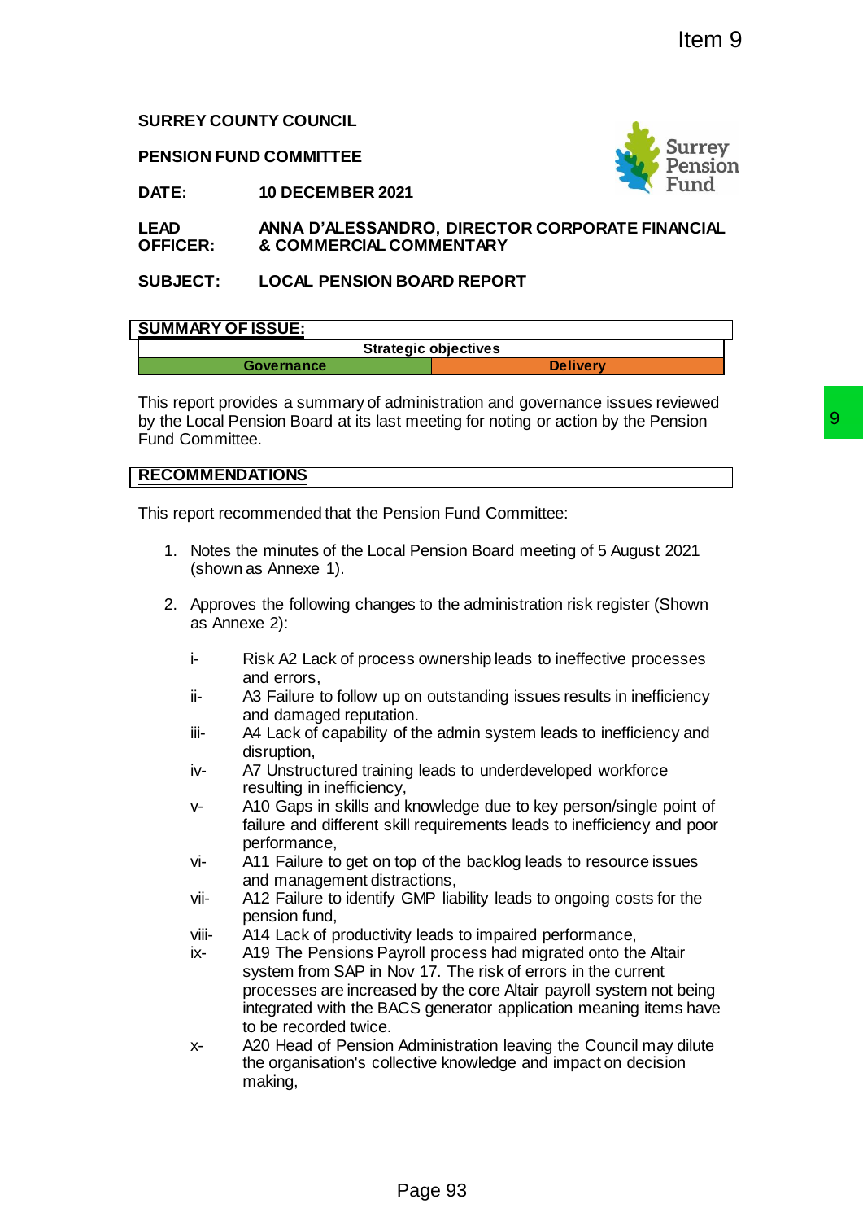Item 9

**SURREY COUNTY COUNCIL**

**PENSION FUND COMMITTEE**

| | |
|---|---|
| **DATE:** | **10 DECEMBER 2021** |
| **LEAD OFFICER:** | **ANNA D'ALESSANDRO, DIRECTOR CORPORATE FINANCIAL & COMMERCIAL COMMENTARY** |
| **SUBJECT:** | **LOCAL PENSION BOARD REPORT** |

## SUMMARY OF ISSUE:

| Strategic objectives | |
|---|---|
| Governance | Delivery |

This report provides a summary of administration and governance issues reviewed by the Local Pension Board at its last meeting for noting or action by the Pension Fund Committee.

## RECOMMENDATIONS

This report recommended that the Pension Fund Committee:

1. Notes the minutes of the Local Pension Board meeting of 5 August 2021 (shown as Annexe 1).

2. Approves the following changes to the administration risk register (Shown as Annexe 2):

   i- Risk A2 Lack of process ownership leads to ineffective processes and errors,

   ii- A3 Failure to follow up on outstanding issues results in inefficiency and damaged reputation.

   iii- A4 Lack of capability of the admin system leads to inefficiency and disruption,

   iv- A7 Unstructured training leads to underdeveloped workforce resulting in inefficiency,

   v- A10 Gaps in skills and knowledge due to key person/single point of failure and different skill requirements leads to inefficiency and poor performance,

   vi- A11 Failure to get on top of the backlog leads to resource issues and management distractions,

   vii- A12 Failure to identify GMP liability leads to ongoing costs for the pension fund,

   viii- A14 Lack of productivity leads to impaired performance,

   ix- A19 The Pensions Payroll process had migrated onto the Altair system from SAP in Nov 17. The risk of errors in the current processes are increased by the core Altair payroll system not being integrated with the BACS generator application meaning items have to be recorded twice.

   x- A20 Head of Pension Administration leaving the Council may dilute the organisation's collective knowledge and impact on decision making,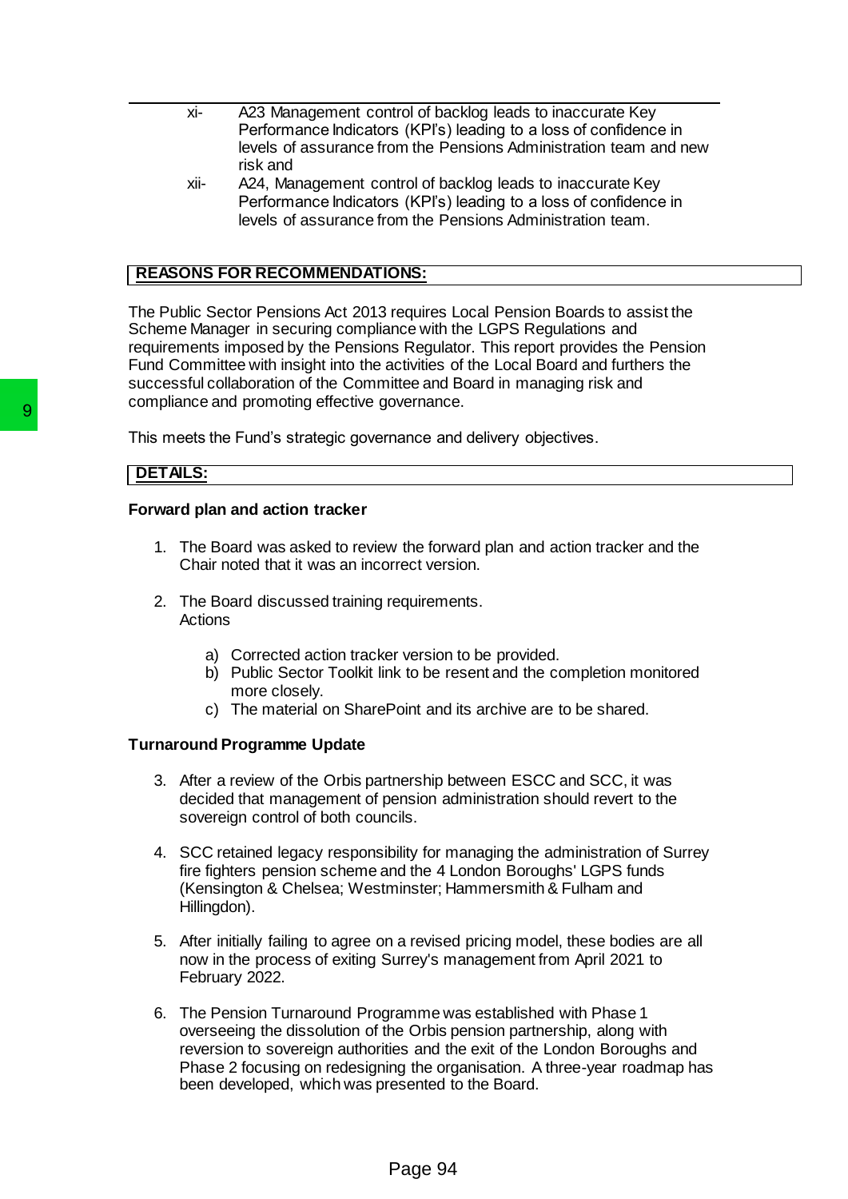xi- A23 Management control of backlog leads to inaccurate Key Performance Indicators (KPI's) leading to a loss of confidence in levels of assurance from the Pensions Administration team and new risk and

xii- A24, Management control of backlog leads to inaccurate Key Performance Indicators (KPI's) leading to a loss of confidence in levels of assurance from the Pensions Administration team.

## REASONS FOR RECOMMENDATIONS:

The Public Sector Pensions Act 2013 requires Local Pension Boards to assist the Scheme Manager in securing compliance with the LGPS Regulations and requirements imposed by the Pensions Regulator. This report provides the Pension Fund Committee with insight into the activities of the Local Board and furthers the successful collaboration of the Committee and Board in managing risk and compliance and promoting effective governance.

This meets the Fund's strategic governance and delivery objectives.

## DETAILS:

### Forward plan and action tracker

1. The Board was asked to review the forward plan and action tracker and the Chair noted that it was an incorrect version.

2. The Board discussed training requirements.
   Actions

   a) Corrected action tracker version to be provided.
   b) Public Sector Toolkit link to be resent and the completion monitored more closely.
   c) The material on SharePoint and its archive are to be shared.

### Turnaround Programme Update

3. After a review of the Orbis partnership between ESCC and SCC, it was decided that management of pension administration should revert to the sovereign control of both councils.

4. SCC retained legacy responsibility for managing the administration of Surrey fire fighters pension scheme and the 4 London Boroughs' LGPS funds (Kensington & Chelsea; Westminster; Hammersmith & Fulham and Hillingdon).

5. After initially failing to agree on a revised pricing model, these bodies are all now in the process of exiting Surrey's management from April 2021 to February 2022.

6. The Pension Turnaround Programme was established with Phase 1 overseeing the dissolution of the Orbis pension partnership, along with reversion to sovereign authorities and the exit of the London Boroughs and Phase 2 focusing on redesigning the organisation. A three-year roadmap has been developed, which was presented to the Board.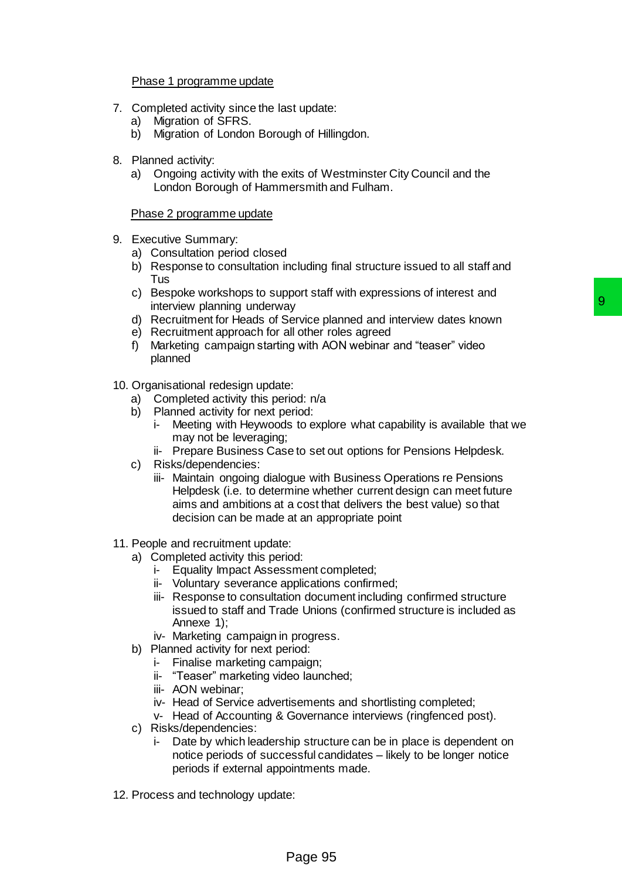Phase 1 programme update

7. Completed activity since the last update:
   a) Migration of SFRS.
   b) Migration of London Borough of Hillingdon.

8. Planned activity:
   a) Ongoing activity with the exits of Westminster City Council and the London Borough of Hammersmith and Fulham.

Phase 2 programme update

9. Executive Summary:
   a) Consultation period closed
   b) Response to consultation including final structure issued to all staff and Tus
   c) Bespoke workshops to support staff with expressions of interest and interview planning underway
   d) Recruitment for Heads of Service planned and interview dates known
   e) Recruitment approach for all other roles agreed
   f) Marketing campaign starting with AON webinar and "teaser" video planned

10. Organisational redesign update:
    a) Completed activity this period: n/a
    b) Planned activity for next period:
       i- Meeting with Heywoods to explore what capability is available that we may not be leveraging;
       ii- Prepare Business Case to set out options for Pensions Helpdesk.
    c) Risks/dependencies:
       iii- Maintain ongoing dialogue with Business Operations re Pensions Helpdesk (i.e. to determine whether current design can meet future aims and ambitions at a cost that delivers the best value) so that decision can be made at an appropriate point

11. People and recruitment update:
    a) Completed activity this period:
       i- Equality Impact Assessment completed;
       ii- Voluntary severance applications confirmed;
       iii- Response to consultation document including confirmed structure issued to staff and Trade Unions (confirmed structure is included as Annexe 1);
       iv- Marketing campaign in progress.
    b) Planned activity for next period:
       i- Finalise marketing campaign;
       ii- "Teaser" marketing video launched;
       iii- AON webinar;
       iv- Head of Service advertisements and shortlisting completed;
       v- Head of Accounting & Governance interviews (ringfenced post).
    c) Risks/dependencies:
       i- Date by which leadership structure can be in place is dependent on notice periods of successful candidates – likely to be longer notice periods if external appointments made.

12. Process and technology update: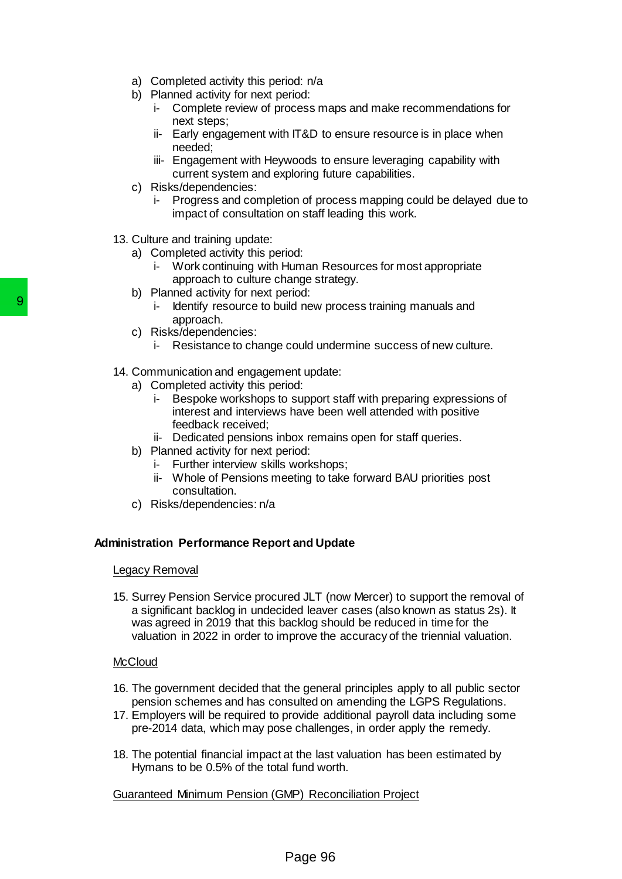a) Completed activity this period: n/a
b) Planned activity for next period:
    i- Complete review of process maps and make recommendations for next steps;
    ii- Early engagement with IT&D to ensure resource is in place when needed;
    iii- Engagement with Heywoods to ensure leveraging capability with current system and exploring future capabilities.
c) Risks/dependencies:
    i- Progress and completion of process mapping could be delayed due to impact of consultation on staff leading this work.

13. Culture and training update:
    a) Completed activity this period:
        i- Work continuing with Human Resources for most appropriate approach to culture change strategy.
    b) Planned activity for next period:
        i- Identify resource to build new process training manuals and approach.
    c) Risks/dependencies:
        i- Resistance to change could undermine success of new culture.

14. Communication and engagement update:
    a) Completed activity this period:
        i- Bespoke workshops to support staff with preparing expressions of interest and interviews have been well attended with positive feedback received;
        ii- Dedicated pensions inbox remains open for staff queries.
    b) Planned activity for next period:
        i- Further interview skills workshops;
        ii- Whole of Pensions meeting to take forward BAU priorities post consultation.
    c) Risks/dependencies: n/a

**Administration Performance Report and Update**

Legacy Removal

15. Surrey Pension Service procured JLT (now Mercer) to support the removal of a significant backlog in undecided leaver cases (also known as status 2s). It was agreed in 2019 that this backlog should be reduced in time for the valuation in 2022 in order to improve the accuracy of the triennial valuation.

McCloud

16. The government decided that the general principles apply to all public sector pension schemes and has consulted on amending the LGPS Regulations.
17. Employers will be required to provide additional payroll data including some pre-2014 data, which may pose challenges, in order apply the remedy.

18. The potential financial impact at the last valuation has been estimated by Hymans to be 0.5% of the total fund worth.

Guaranteed Minimum Pension (GMP) Reconciliation Project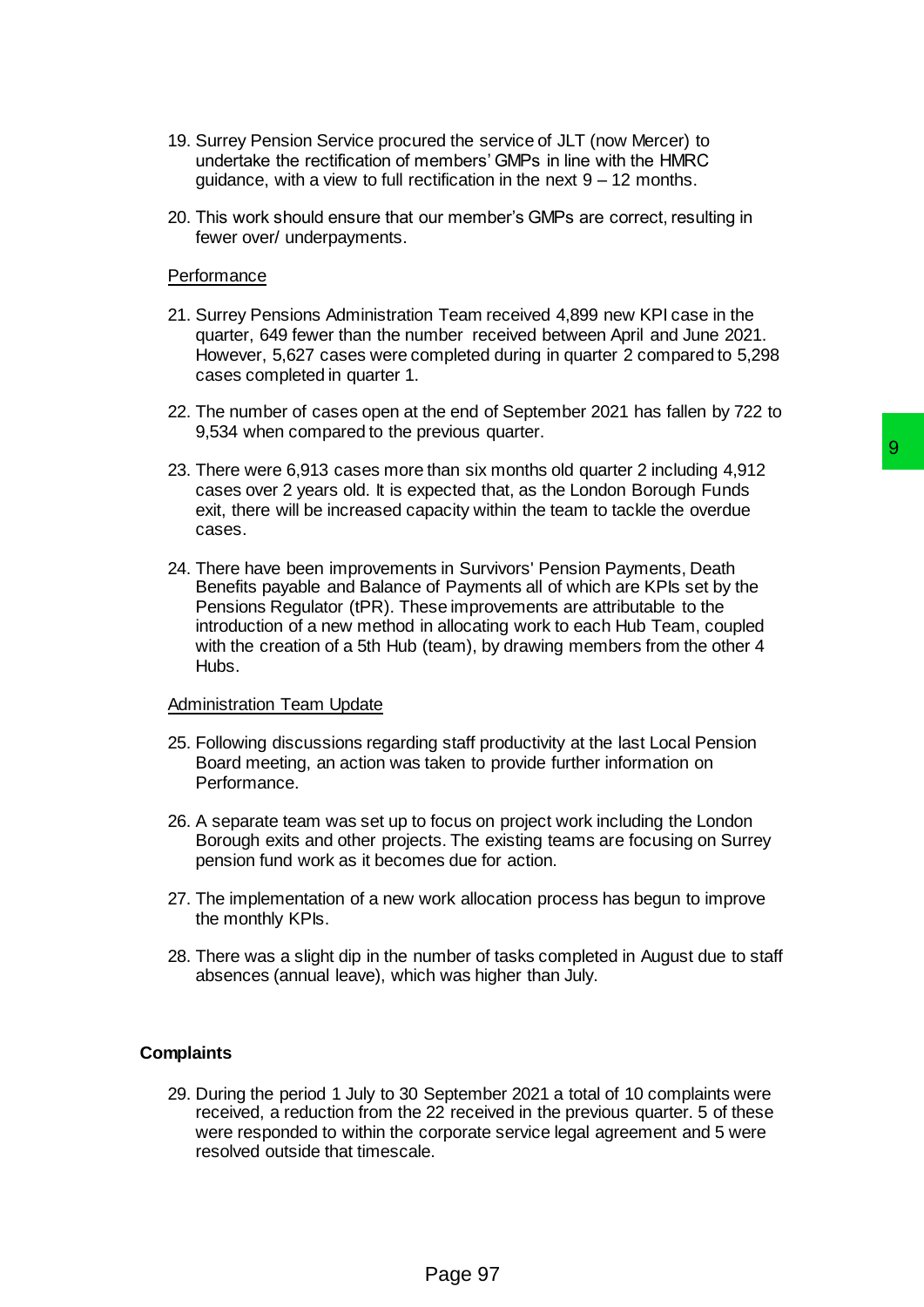19. Surrey Pension Service procured the service of JLT (now Mercer) to undertake the rectification of members' GMPs in line with the HMRC guidance, with a view to full rectification in the next 9 – 12 months.

20. This work should ensure that our member's GMPs are correct, resulting in fewer over/ underpayments.

Performance

21. Surrey Pensions Administration Team received 4,899 new KPI case in the quarter, 649 fewer than the number received between April and June 2021. However, 5,627 cases were completed during in quarter 2 compared to 5,298 cases completed in quarter 1.

22. The number of cases open at the end of September 2021 has fallen by 722 to 9,534 when compared to the previous quarter.

23. There were 6,913 cases more than six months old quarter 2 including 4,912 cases over 2 years old. It is expected that, as the London Borough Funds exit, there will be increased capacity within the team to tackle the overdue cases.

24. There have been improvements in Survivors' Pension Payments, Death Benefits payable and Balance of Payments all of which are KPIs set by the Pensions Regulator (tPR). These improvements are attributable to the introduction of a new method in allocating work to each Hub Team, coupled with the creation of a 5th Hub (team), by drawing members from the other 4 Hubs.

Administration Team Update

25. Following discussions regarding staff productivity at the last Local Pension Board meeting, an action was taken to provide further information on Performance.

26. A separate team was set up to focus on project work including the London Borough exits and other projects. The existing teams are focusing on Surrey pension fund work as it becomes due for action.

27. The implementation of a new work allocation process has begun to improve the monthly KPIs.

28. There was a slight dip in the number of tasks completed in August due to staff absences (annual leave), which was higher than July.

**Complaints**

29. During the period 1 July to 30 September 2021 a total of 10 complaints were received, a reduction from the 22 received in the previous quarter. 5 of these were responded to within the corporate service legal agreement and 5 were resolved outside that timescale.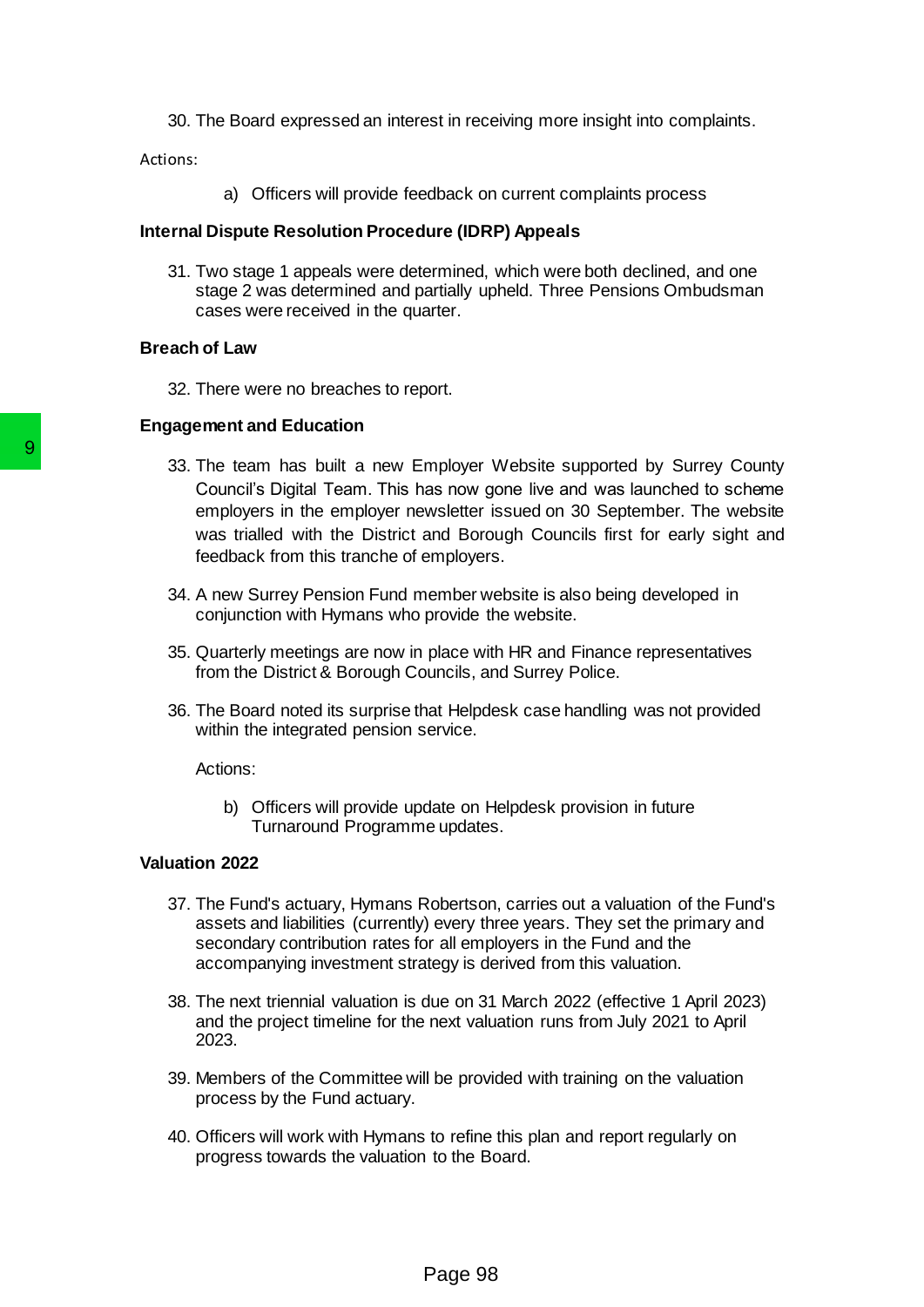30. The Board expressed an interest in receiving more insight into complaints.

Actions:

a) Officers will provide feedback on current complaints process

**Internal Dispute Resolution Procedure (IDRP) Appeals**

31. Two stage 1 appeals were determined, which were both declined, and one stage 2 was determined and partially upheld. Three Pensions Ombudsman cases were received in the quarter.

**Breach of Law**

32. There were no breaches to report.

**Engagement and Education**

33. The team has built a new Employer Website supported by Surrey County Council's Digital Team. This has now gone live and was launched to scheme employers in the employer newsletter issued on 30 September. The website was trialled with the District and Borough Councils first for early sight and feedback from this tranche of employers.

34. A new Surrey Pension Fund member website is also being developed in conjunction with Hymans who provide the website.

35. Quarterly meetings are now in place with HR and Finance representatives from the District & Borough Councils, and Surrey Police.

36. The Board noted its surprise that Helpdesk case handling was not provided within the integrated pension service.

Actions:

b) Officers will provide update on Helpdesk provision in future Turnaround Programme updates.

**Valuation 2022**

37. The Fund's actuary, Hymans Robertson, carries out a valuation of the Fund's assets and liabilities (currently) every three years. They set the primary and secondary contribution rates for all employers in the Fund and the accompanying investment strategy is derived from this valuation.

38. The next triennial valuation is due on 31 March 2022 (effective 1 April 2023) and the project timeline for the next valuation runs from July 2021 to April 2023.

39. Members of the Committee will be provided with training on the valuation process by the Fund actuary.

40. Officers will work with Hymans to refine this plan and report regularly on progress towards the valuation to the Board.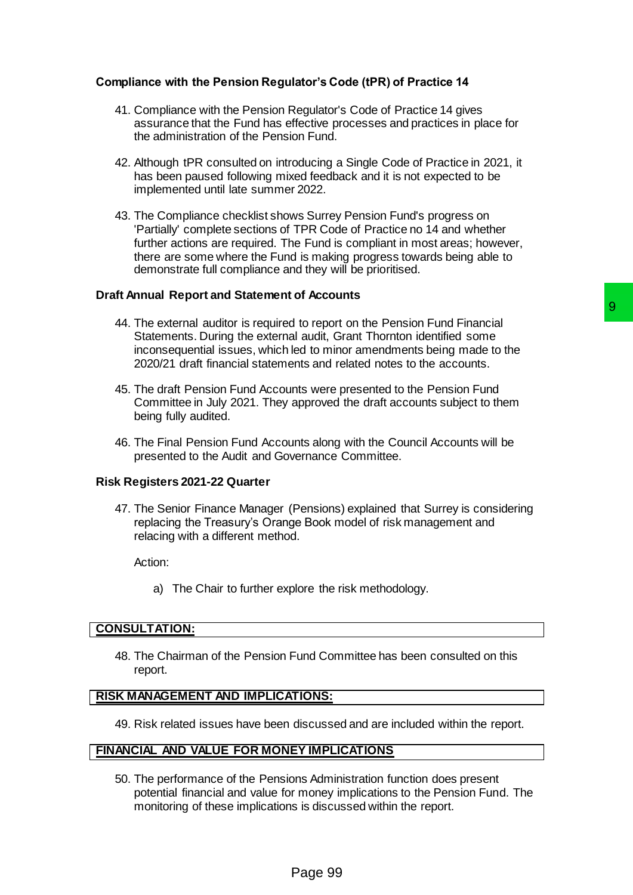### Compliance with the Pension Regulator's Code (tPR) of Practice 14

41. Compliance with the Pension Regulator's Code of Practice 14 gives assurance that the Fund has effective processes and practices in place for the administration of the Pension Fund.

42. Although tPR consulted on introducing a Single Code of Practice in 2021, it has been paused following mixed feedback and it is not expected to be implemented until late summer 2022.

43. The Compliance checklist shows Surrey Pension Fund's progress on 'Partially' complete sections of TPR Code of Practice no 14 and whether further actions are required. The Fund is compliant in most areas; however, there are some where the Fund is making progress towards being able to demonstrate full compliance and they will be prioritised.

### Draft Annual Report and Statement of Accounts

44. The external auditor is required to report on the Pension Fund Financial Statements. During the external audit, Grant Thornton identified some inconsequential issues, which led to minor amendments being made to the 2020/21 draft financial statements and related notes to the accounts.

45. The draft Pension Fund Accounts were presented to the Pension Fund Committee in July 2021. They approved the draft accounts subject to them being fully audited.

46. The Final Pension Fund Accounts along with the Council Accounts will be presented to the Audit and Governance Committee.

### Risk Registers 2021-22 Quarter

47. The Senior Finance Manager (Pensions) explained that Surrey is considering replacing the Treasury's Orange Book model of risk management and relacing with a different method.

    Action:

    a) The Chair to further explore the risk methodology.

## CONSULTATION:

48. The Chairman of the Pension Fund Committee has been consulted on this report.

## RISK MANAGEMENT AND IMPLICATIONS:

49. Risk related issues have been discussed and are included within the report.

## FINANCIAL AND VALUE FOR MONEY IMPLICATIONS

50. The performance of the Pensions Administration function does present potential financial and value for money implications to the Pension Fund. The monitoring of these implications is discussed within the report.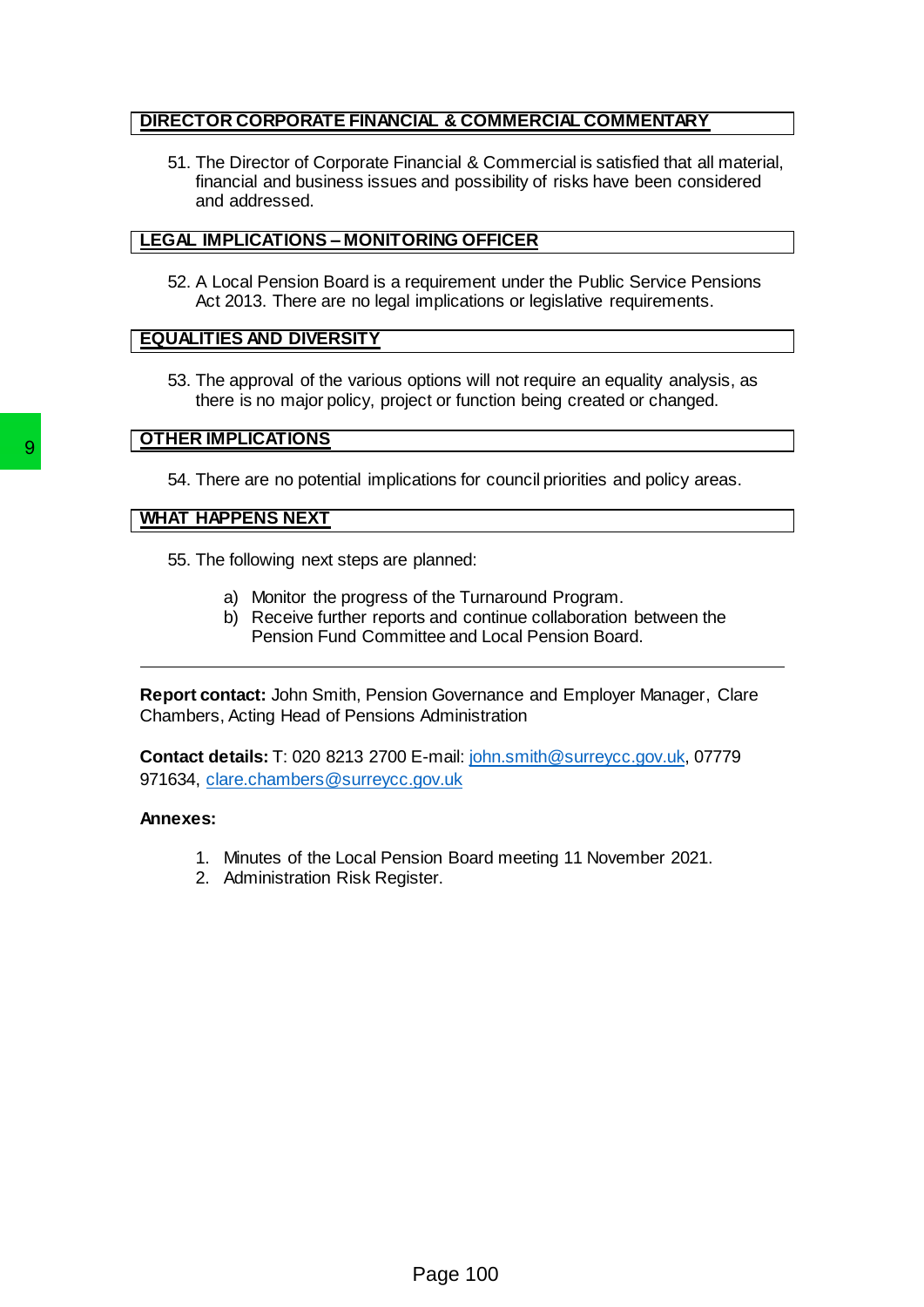## DIRECTOR CORPORATE FINANCIAL & COMMERCIAL COMMENTARY

51. The Director of Corporate Financial & Commercial is satisfied that all material, financial and business issues and possibility of risks have been considered and addressed.

## LEGAL IMPLICATIONS – MONITORING OFFICER

52. A Local Pension Board is a requirement under the Public Service Pensions Act 2013. There are no legal implications or legislative requirements.

## EQUALITIES AND DIVERSITY

53. The approval of the various options will not require an equality analysis, as there is no major policy, project or function being created or changed.

## OTHER IMPLICATIONS

54. There are no potential implications for council priorities and policy areas.

## WHAT HAPPENS NEXT

55. The following next steps are planned:

    a) Monitor the progress of the Turnaround Program.
    b) Receive further reports and continue collaboration between the Pension Fund Committee and Local Pension Board.

---

**Report contact:** John Smith, Pension Governance and Employer Manager, Clare Chambers, Acting Head of Pensions Administration

**Contact details:** T: 020 8213 2700 E-mail: john.smith@surreycc.gov.uk, 07779 971634, clare.chambers@surreycc.gov.uk

**Annexes:**

1. Minutes of the Local Pension Board meeting 11 November 2021.
2. Administration Risk Register.